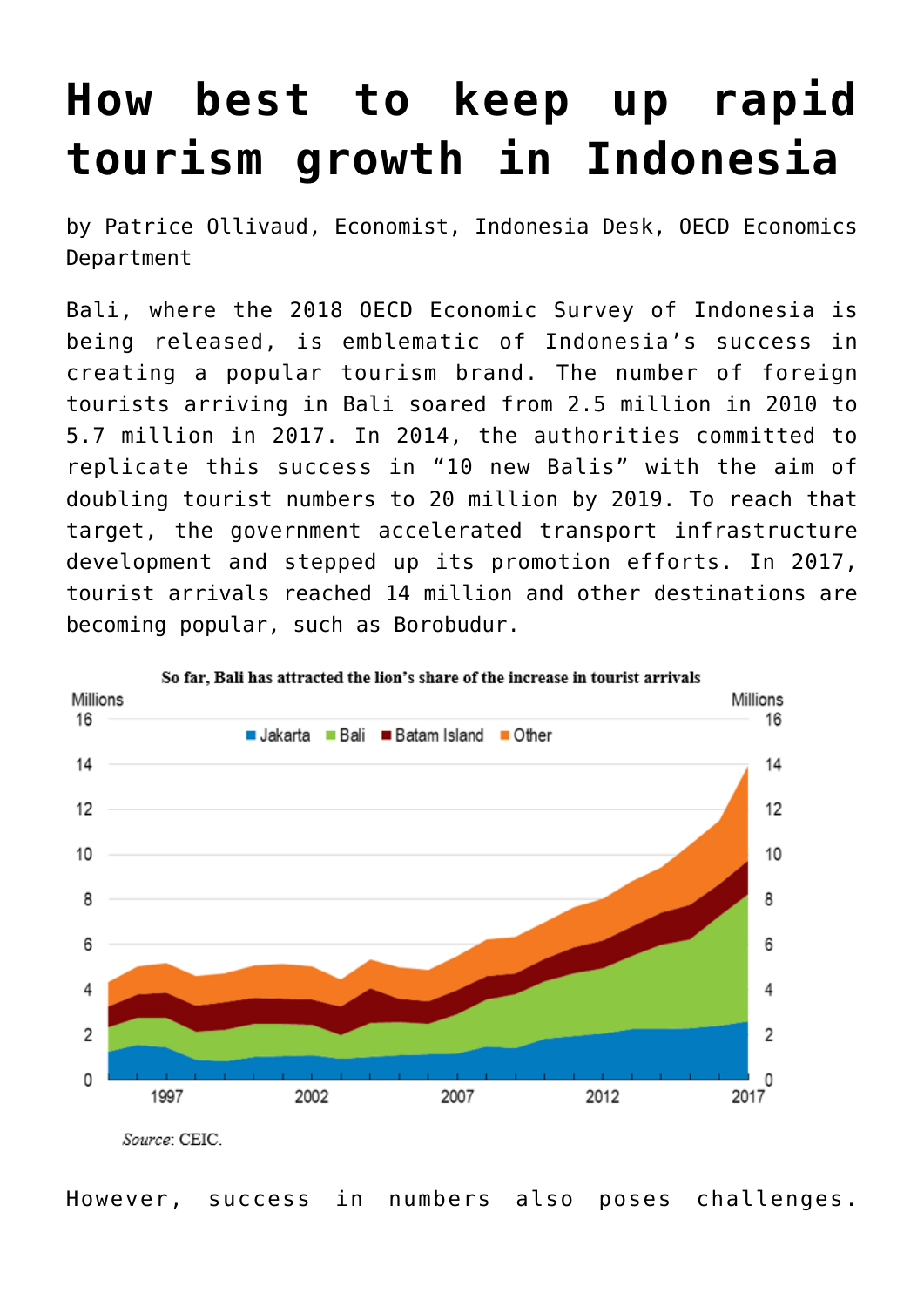# How best to keep up rapid tourism growth in Indonesia

by Patrice Ollivaud, Economist, Indonesia Desk, OECD Economics Department

Bali, where the 2018 OECD Economic Survey of Indonesia is being released, is emblematic of Indonesia's success in creating a popular tourism brand. The number of foreign tourists arriving in Bali soared from 2.5 million in 2010 to 5.7 million in 2017. In 2014, the authorities committed to replicate this success in "10 new Balis" with the aim of doubling tourist numbers to 20 million by 2019. To reach that target, the government accelerated transport infrastructure development and stepped up its promotion efforts. In 2017, tourist arrivals reached 14 million and other destinations are becoming popular, such as Borobudur.

**So far, Bali has attracted the lion's share of the increase in tourist arrivals**

*Source*: CEIC.

However, success in numbers also poses challenges.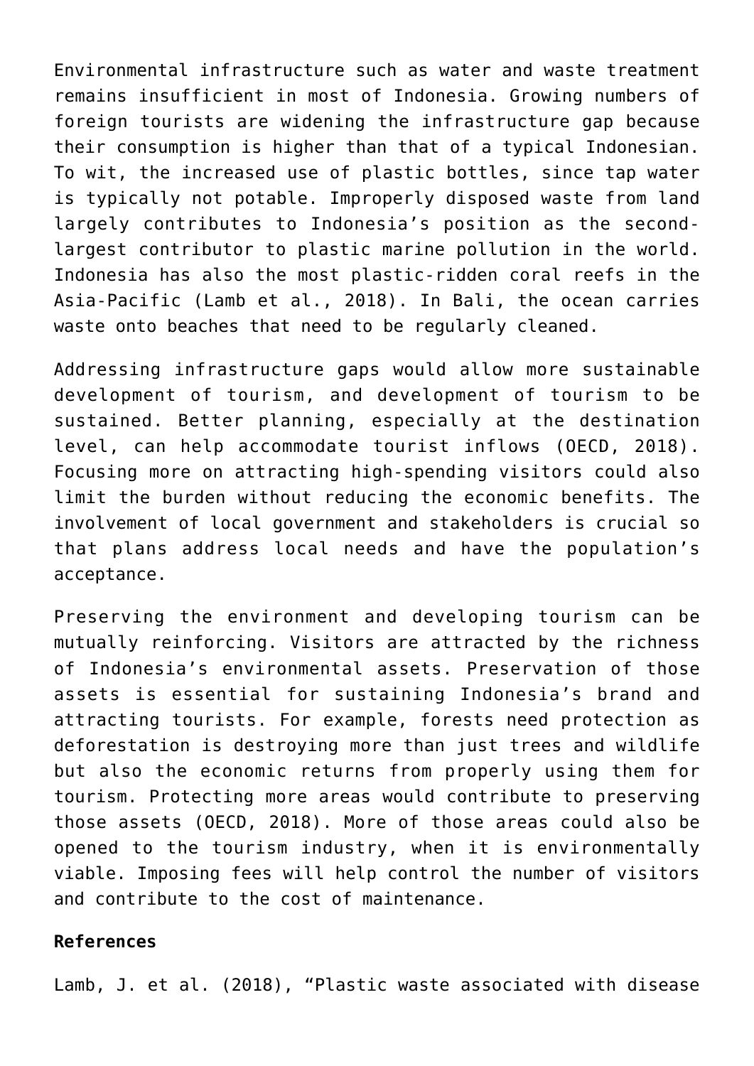Environmental infrastructure such as water and waste treatment remains insufficient in most of Indonesia. Growing numbers of foreign tourists are widening the infrastructure gap because their consumption is higher than that of a typical Indonesian. To wit, the increased use of plastic bottles, since tap water is typically not potable. Improperly disposed waste from land largely contributes to Indonesia's position as the second-largest contributor to plastic marine pollution in the world. Indonesia has also the most plastic-ridden coral reefs in the Asia-Pacific (Lamb et al., 2018). In Bali, the ocean carries waste onto beaches that need to be regularly cleaned.

Addressing infrastructure gaps would allow more sustainable development of tourism, and development of tourism to be sustained. Better planning, especially at the destination level, can help accommodate tourist inflows (OECD, 2018). Focusing more on attracting high-spending visitors could also limit the burden without reducing the economic benefits. The involvement of local government and stakeholders is crucial so that plans address local needs and have the population's acceptance.

Preserving the environment and developing tourism can be mutually reinforcing. Visitors are attracted by the richness of Indonesia's environmental assets. Preservation of those assets is essential for sustaining Indonesia's brand and attracting tourists. For example, forests need protection as deforestation is destroying more than just trees and wildlife but also the economic returns from properly using them for tourism. Protecting more areas would contribute to preserving those assets (OECD, 2018). More of those areas could also be opened to the tourism industry, when it is environmentally viable. Imposing fees will help control the number of visitors and contribute to the cost of maintenance.

**References**

Lamb, J. et al. (2018), "Plastic waste associated with disease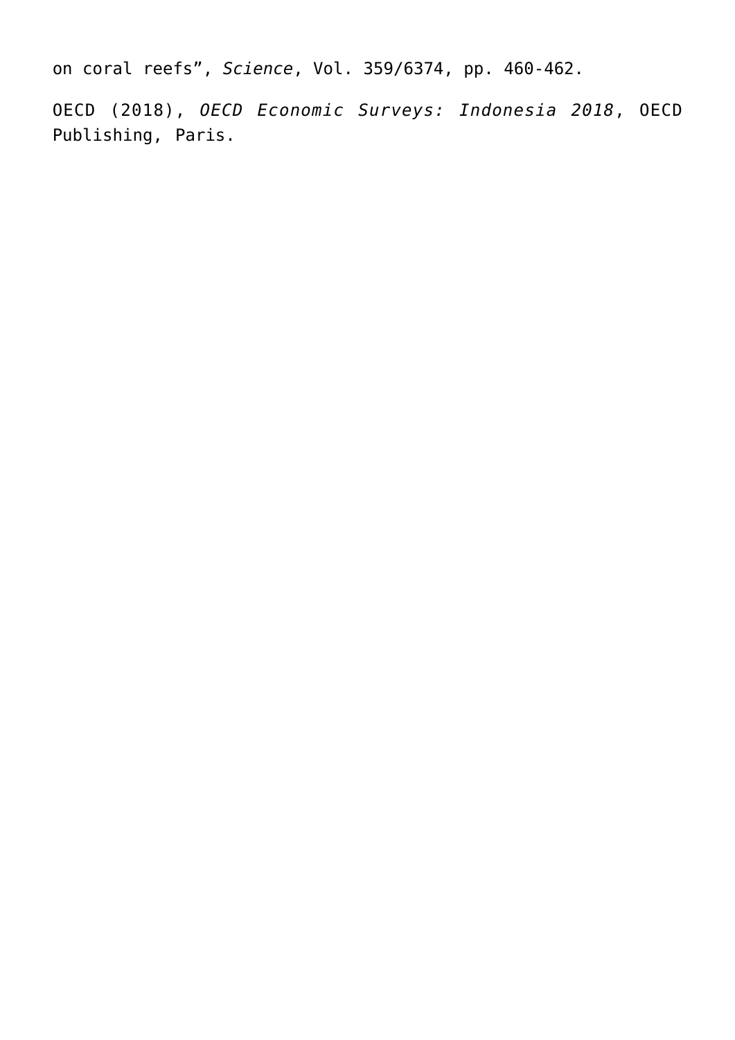on coral reefs”, *Science*, Vol. 359/6374, pp. 460-462.

OECD (2018), *OECD Economic Surveys: Indonesia 2018*, OECD Publishing, Paris.